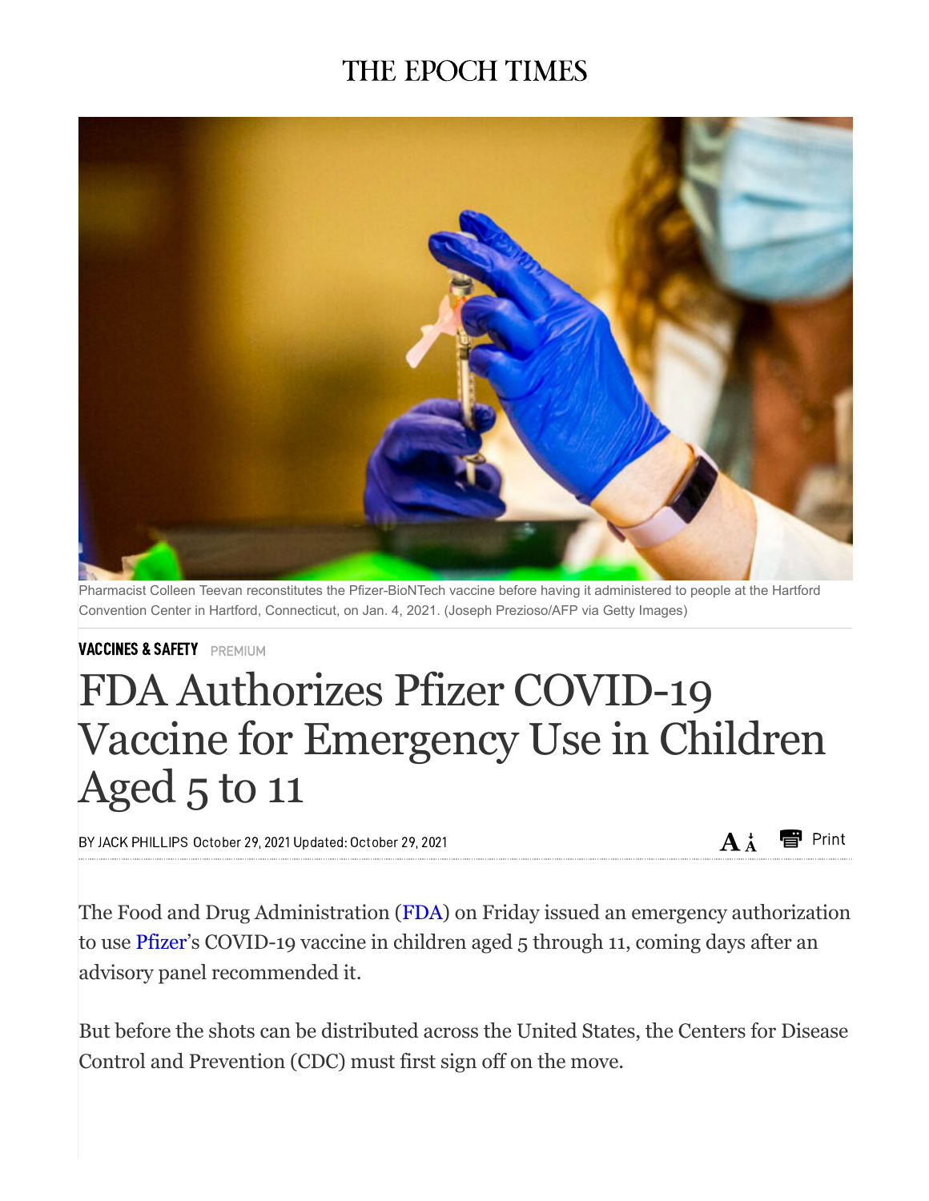THE EPOCH TIMES

Pharmacist Colleen Teevan reconstitutes the Pfizer-BioNTech vaccine before having it administered to people at the Hartford Convention Center in Hartford, Connecticut, on Jan. 4, 2021. (Joseph Prezioso/AFP via Getty Images)

**VACCINES & SAFETY** PREMIUM

# FDA Authorizes Pfizer COVID-19 Vaccine for Emergency Use in Children Aged 5 to 11

BY JACK PHILLIPS October 29, 2021 Updated: October 29, 2021

The Food and Drug Administration (FDA) on Friday issued an emergency authorization to use Pfizer's COVID-19 vaccine in children aged 5 through 11, coming days after an advisory panel recommended it.

But before the shots can be distributed across the United States, the Centers for Disease Control and Prevention (CDC) must first sign off on the move.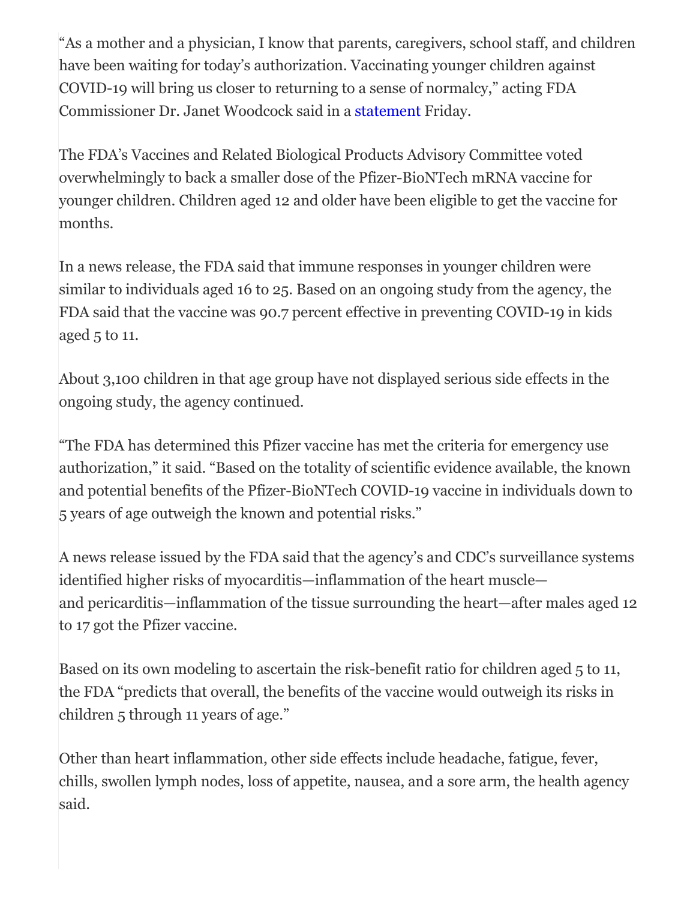"As a mother and a physician, I know that parents, caregivers, school staff, and children have been waiting for today's authorization. Vaccinating younger children against COVID-19 will bring us closer to returning to a sense of normalcy," acting FDA Commissioner Dr. Janet Woodcock said in a statement Friday.

The FDA's Vaccines and Related Biological Products Advisory Committee voted overwhelmingly to back a smaller dose of the Pfizer-BioNTech mRNA vaccine for younger children. Children aged 12 and older have been eligible to get the vaccine for months.

In a news release, the FDA said that immune responses in younger children were similar to individuals aged 16 to 25. Based on an ongoing study from the agency, the FDA said that the vaccine was 90.7 percent effective in preventing COVID-19 in kids aged 5 to 11.

About 3,100 children in that age group have not displayed serious side effects in the ongoing study, the agency continued.

"The FDA has determined this Pfizer vaccine has met the criteria for emergency use authorization," it said. "Based on the totality of scientific evidence available, the known and potential benefits of the Pfizer-BioNTech COVID-19 vaccine in individuals down to 5 years of age outweigh the known and potential risks."

A news release issued by the FDA said that the agency's and CDC's surveillance systems identified higher risks of myocarditis—inflammation of the heart muscle—and pericarditis—inflammation of the tissue surrounding the heart—after males aged 12 to 17 got the Pfizer vaccine.

Based on its own modeling to ascertain the risk-benefit ratio for children aged 5 to 11, the FDA "predicts that overall, the benefits of the vaccine would outweigh its risks in children 5 through 11 years of age."

Other than heart inflammation, other side effects include headache, fatigue, fever, chills, swollen lymph nodes, loss of appetite, nausea, and a sore arm, the health agency said.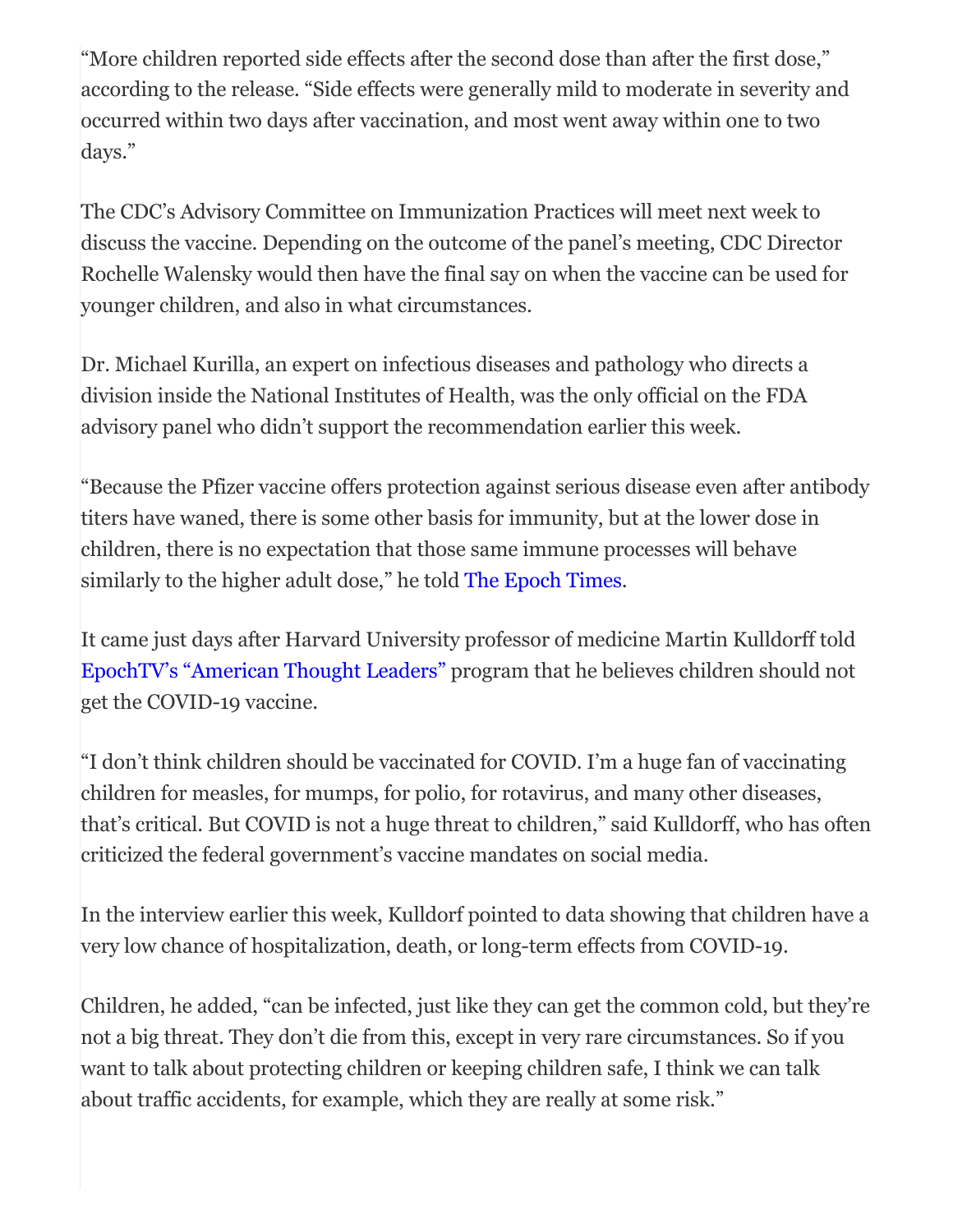"More children reported side effects after the second dose than after the first dose," according to the release. "Side effects were generally mild to moderate in severity and occurred within two days after vaccination, and most went away within one to two days."

The CDC's Advisory Committee on Immunization Practices will meet next week to discuss the vaccine. Depending on the outcome of the panel's meeting, CDC Director Rochelle Walensky would then have the final say on when the vaccine can be used for younger children, and also in what circumstances.

Dr. Michael Kurilla, an expert on infectious diseases and pathology who directs a division inside the National Institutes of Health, was the only official on the FDA advisory panel who didn't support the recommendation earlier this week.

"Because the Pfizer vaccine offers protection against serious disease even after antibody titers have waned, there is some other basis for immunity, but at the lower dose in children, there is no expectation that those same immune processes will behave similarly to the higher adult dose," he told The Epoch Times.

It came just days after Harvard University professor of medicine Martin Kulldorff told EpochTV's "American Thought Leaders" program that he believes children should not get the COVID-19 vaccine.

"I don't think children should be vaccinated for COVID. I'm a huge fan of vaccinating children for measles, for mumps, for polio, for rotavirus, and many other diseases, that's critical. But COVID is not a huge threat to children," said Kulldorff, who has often criticized the federal government's vaccine mandates on social media.

In the interview earlier this week, Kulldorf pointed to data showing that children have a very low chance of hospitalization, death, or long-term effects from COVID-19.

Children, he added, "can be infected, just like they can get the common cold, but they're not a big threat. They don't die from this, except in very rare circumstances. So if you want to talk about protecting children or keeping children safe, I think we can talk about traffic accidents, for example, which they are really at some risk."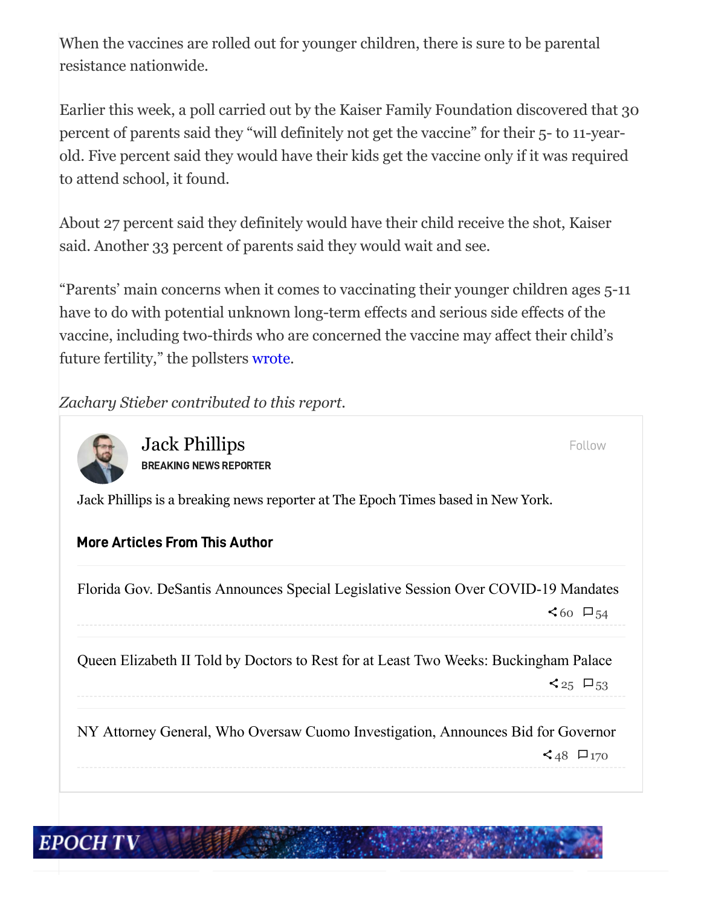When the vaccines are rolled out for younger children, there is sure to be parental resistance nationwide.

Earlier this week, a poll carried out by the Kaiser Family Foundation discovered that 30 percent of parents said they "will definitely not get the vaccine" for their 5- to 11-year-old. Five percent said they would have their kids get the vaccine only if it was required to attend school, it found.

About 27 percent said they definitely would have their child receive the shot, Kaiser said. Another 33 percent of parents said they would wait and see.

"Parents' main concerns when it comes to vaccinating their younger children ages 5-11 have to do with potential unknown long-term effects and serious side effects of the vaccine, including two-thirds who are concerned the vaccine may affect their child's future fertility," the pollsters wrote.

*Zachary Stieber contributed to this report.*

**Jack Phillips**

BREAKING NEWS REPORTER

Follow

Jack Phillips is a breaking news reporter at The Epoch Times based in New York.

**More Articles From This Author**

Florida Gov. DeSantis Announces Special Legislative Session Over COVID-19 Mandates

60 54

Queen Elizabeth II Told by Doctors to Rest for at Least Two Weeks: Buckingham Palace

25 53

NY Attorney General, Who Oversaw Cuomo Investigation, Announces Bid for Governor

48 170

EPOCH TV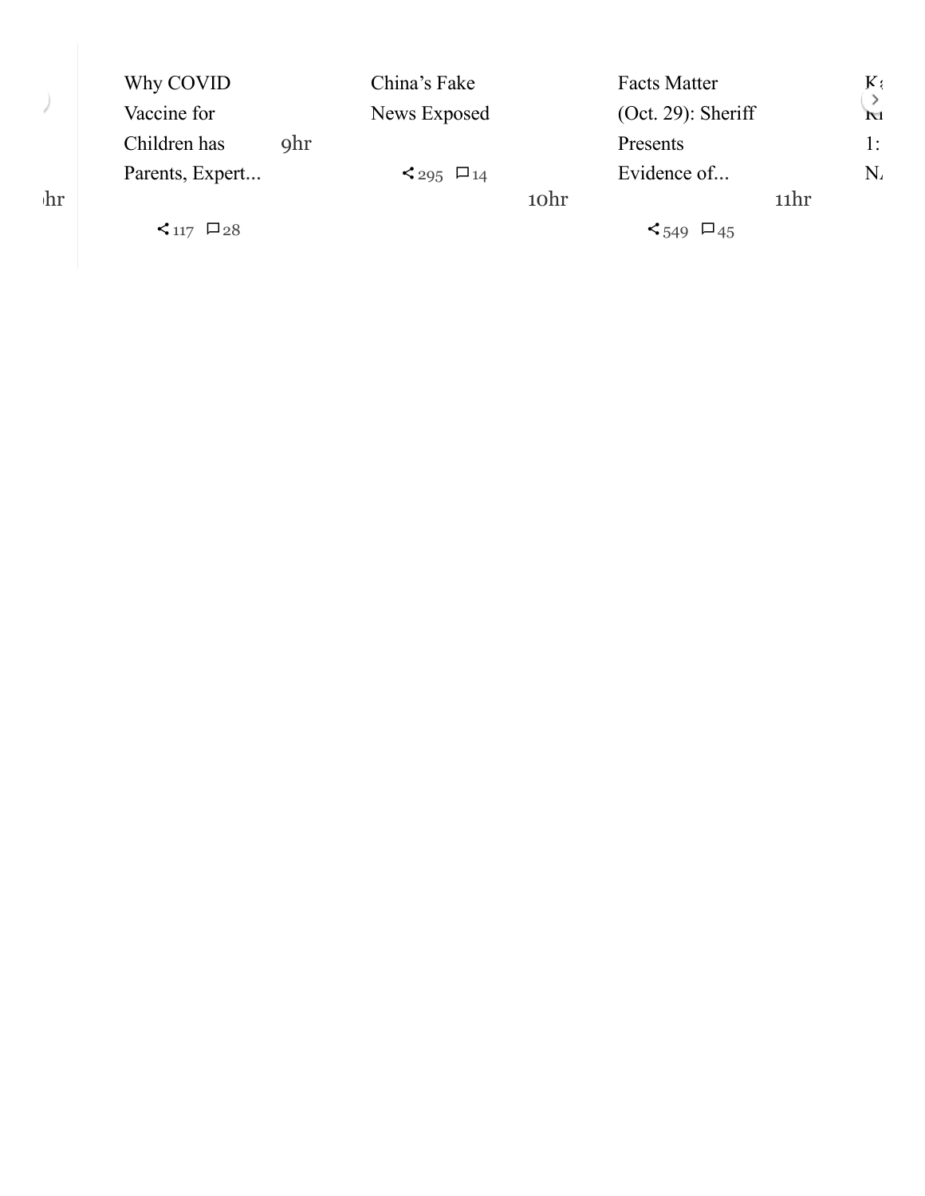Why COVID Vaccine for Children has Parents, Expert...

9hr

117 28

China's Fake News Exposed

295 14

10hr

Facts Matter (Oct. 29): Sheriff Presents Evidence of...

11hr

549 45